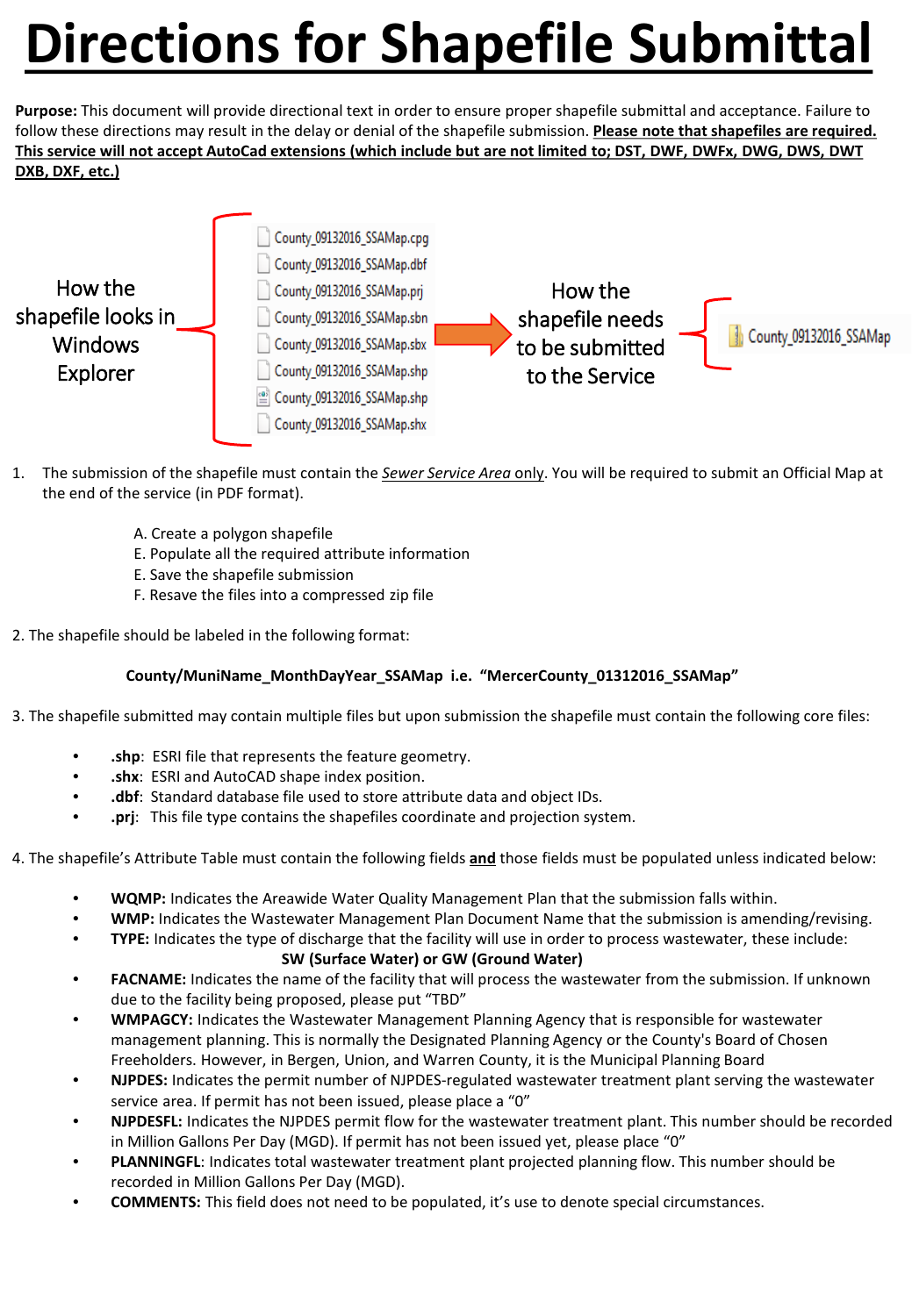# Directions for Shapefile Submittal

**Purpose:** This document will provide directional text in order to ensure proper shapefile submittal and acceptance. Failure to follow these directions may result in the delay or denial of the shapefile submission. **Please note that shapefiles are required. This service will not accept AutoCad extensions (which include but are not limited to; DST, DWF, DWFx, DWG, DWS, DWT DXB, DXF, etc.)**

How the shapefile looks in Windows Explorer

- County_09132016_SSAMap.cpg
- County_09132016_SSAMap.dbf
- County_09132016_SSAMap.prj
- County_09132016_SSAMap.sbn
- County_09132016_SSAMap.sbx
- County_09132016_SSAMap.shp
- County_09132016_SSAMap.shp
- County_09132016_SSAMap.shx

How the shapefile needs to be submitted to the Service

- County_09132016_SSAMap

1. The submission of the shapefile must contain the *Sewer Service Area* only. You will be required to submit an Official Map at the end of the service (in PDF format).

   A. Create a polygon shapefile
   E. Populate all the required attribute information
   E. Save the shapefile submission
   F. Resave the files into a compressed zip file

2. The shapefile should be labeled in the following format:

   **County/MuniName_MonthDayYear_SSAMap i.e. "MercerCounty_01312016_SSAMap"**

3. The shapefile submitted may contain multiple files but upon submission the shapefile must contain the following core files:

   - **.shp**: ESRI file that represents the feature geometry.
   - **.shx**: ESRI and AutoCAD shape index position.
   - **.dbf**: Standard database file used to store attribute data and object IDs.
   - **.prj**: This file type contains the shapefiles coordinate and projection system.

4. The shapefile's Attribute Table must contain the following fields **and** those fields must be populated unless indicated below:

   - **WQMP:** Indicates the Areawide Water Quality Management Plan that the submission falls within.
   - **WMP:** Indicates the Wastewater Management Plan Document Name that the submission is amending/revising.
   - **TYPE:** Indicates the type of discharge that the facility will use in order to process wastewater, these include:
     **SW (Surface Water) or GW (Ground Water)**
   - **FACNAME:** Indicates the name of the facility that will process the wastewater from the submission. If unknown due to the facility being proposed, please put "TBD"
   - **WMPAGCY:** Indicates the Wastewater Management Planning Agency that is responsible for wastewater management planning. This is normally the Designated Planning Agency or the County's Board of Chosen Freeholders. However, in Bergen, Union, and Warren County, it is the Municipal Planning Board
   - **NJPDES:** Indicates the permit number of NJPDES-regulated wastewater treatment plant serving the wastewater service area. If permit has not been issued, please place a "0"
   - **NJPDESFL:** Indicates the NJPDES permit flow for the wastewater treatment plant. This number should be recorded in Million Gallons Per Day (MGD). If permit has not been issued yet, please place "0"
   - **PLANNINGFL**: Indicates total wastewater treatment plant projected planning flow. This number should be recorded in Million Gallons Per Day (MGD).
   - **COMMENTS:** This field does not need to be populated, it's use to denote special circumstances.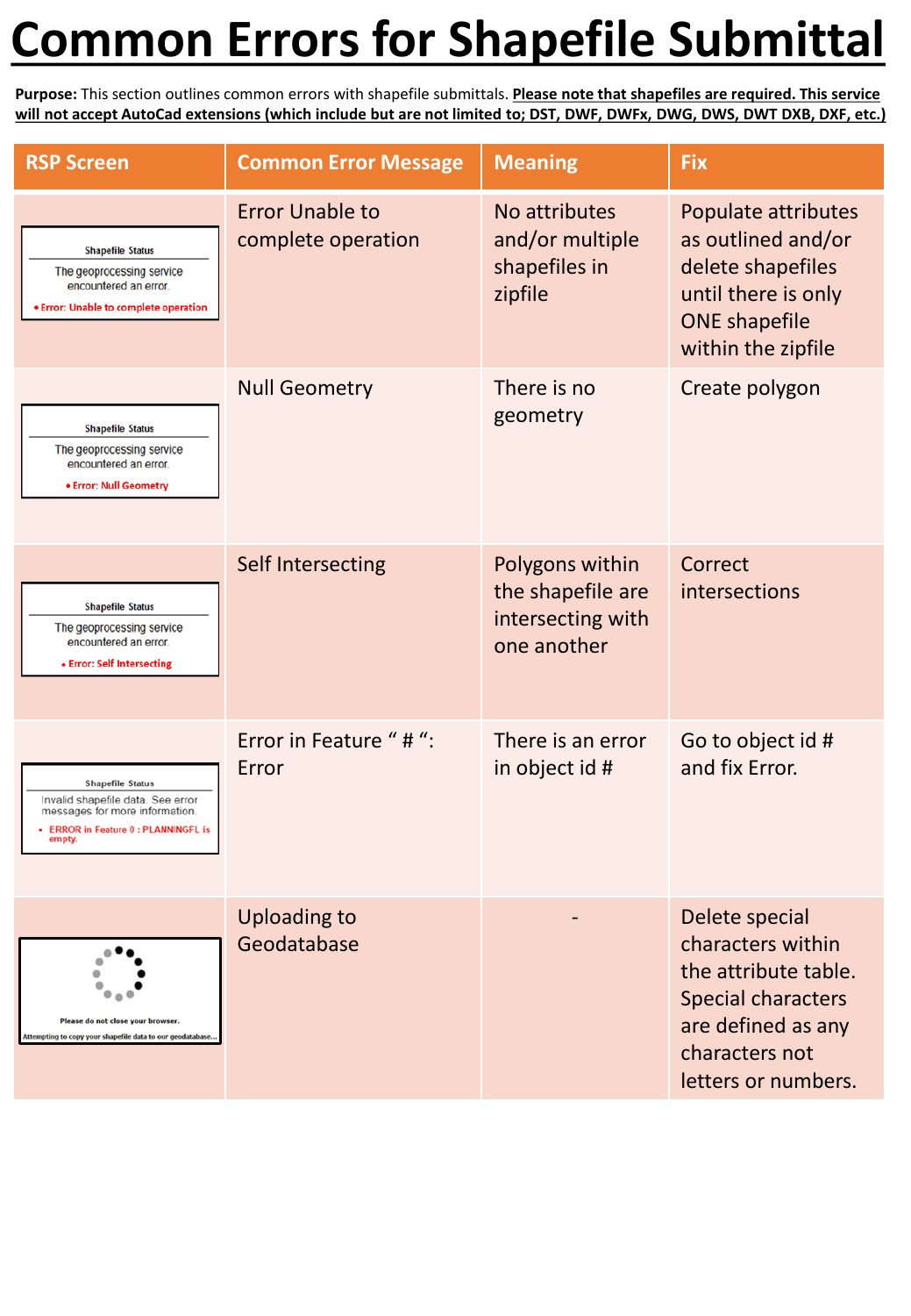# Common Errors for Shapefile Submittal

**Purpose:** This section outlines common errors with shapefile submittals. **Please note that shapefiles are required. This service will not accept AutoCad extensions (which include but are not limited to; DST, DWF, DWFx, DWG, DWS, DWT DXB, DXF, etc.)**

| RSP Screen | Common Error Message | Meaning | Fix |
|---|---|---|---|
| Shapefile Status<br>The geoprocessing service encountered an error.<br>• Error: Unable to complete operation | Error Unable to complete operation | No attributes and/or multiple shapefiles in zipfile | Populate attributes as outlined and/or delete shapefiles until there is only ONE shapefile within the zipfile |
| Shapefile Status<br>The geoprocessing service encountered an error.<br>• Error: Null Geometry | Null Geometry | There is no geometry | Create polygon |
| Shapefile Status<br>The geoprocessing service encountered an error.<br>• Error: Self Intersecting | Self Intersecting | Polygons within the shapefile are intersecting with one another | Correct intersections |
| Shapefile Status<br>Invalid shapefile data. See error messages for more information.<br>• ERROR in Feature 0 : PLANNINGFL is empty. | Error in Feature " # ": Error | There is an error in object id # | Go to object id # and fix Error. |
| Please do not close your browser.<br>Attempting to copy your shapefile data to our geodatabase... | Uploading to Geodatabase | - | Delete special characters within the attribute table. Special characters are defined as any characters not letters or numbers. |